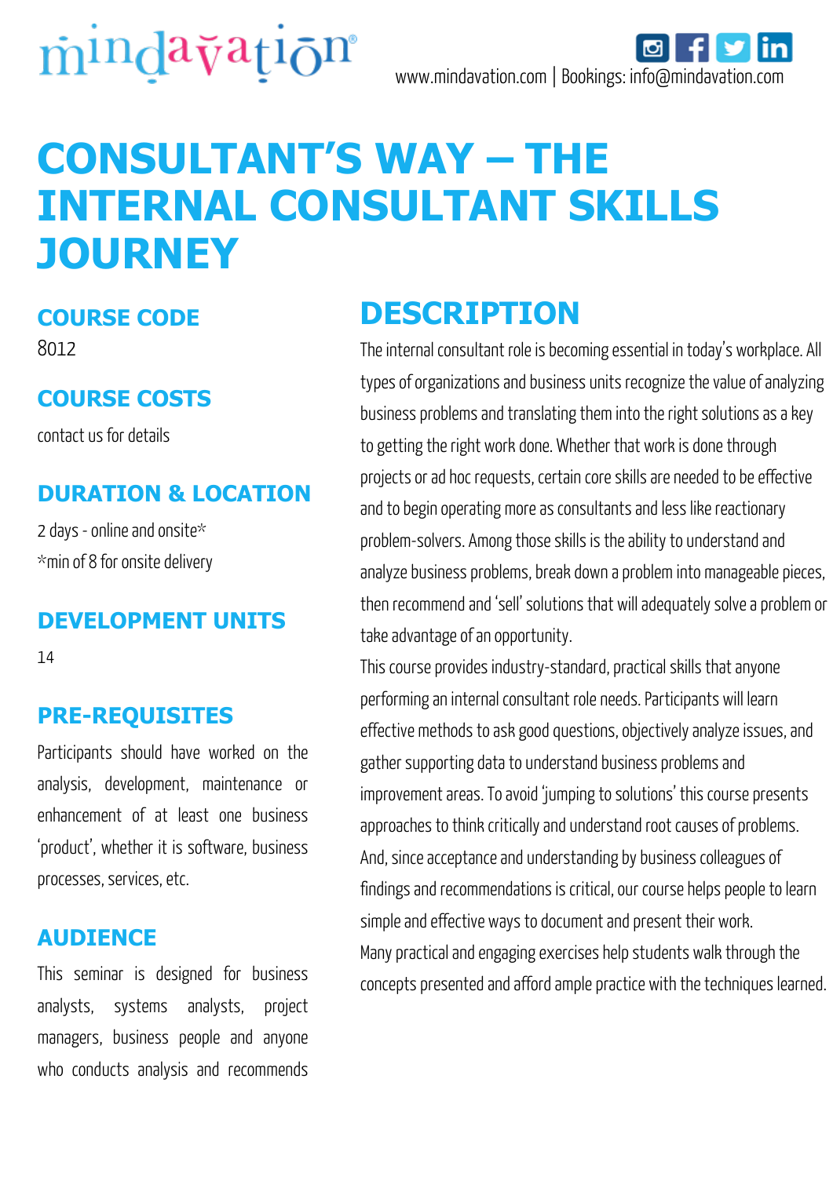www.mindavation.com | Bookings: info@mindavation.com

# CONSULTANT'S WAY – THE INTERNAL CONSULTANT SKILLS JOURNEY

## COURSE CODE

8012

## COURSE COSTS

contact us for details

## DURATION & LOCATION

2 days - online and onsite*

*min of 8 for onsite delivery

## DEVELOPMENT UNITS

14

## PRE-REQUISITES

Participants should have worked on the analysis, development, maintenance or enhancement of at least one business 'product', whether it is software, business processes, services, etc.

## AUDIENCE

This seminar is designed for business analysts, systems analysts, project managers, business people and anyone who conducts analysis and recommends

## DESCRIPTION

The internal consultant role is becoming essential in today's workplace. All types of organizations and business units recognize the value of analyzing business problems and translating them into the right solutions as a key to getting the right work done. Whether that work is done through projects or ad hoc requests, certain core skills are needed to be effective and to begin operating more as consultants and less like reactionary problem-solvers. Among those skills is the ability to understand and analyze business problems, break down a problem into manageable pieces, then recommend and 'sell' solutions that will adequately solve a problem or take advantage of an opportunity.

This course provides industry-standard, practical skills that anyone performing an internal consultant role needs. Participants will learn effective methods to ask good questions, objectively analyze issues, and gather supporting data to understand business problems and improvement areas. To avoid 'jumping to solutions' this course presents approaches to think critically and understand root causes of problems. And, since acceptance and understanding by business colleagues of findings and recommendations is critical, our course helps people to learn simple and effective ways to document and present their work.

Many practical and engaging exercises help students walk through the concepts presented and afford ample practice with the techniques learned.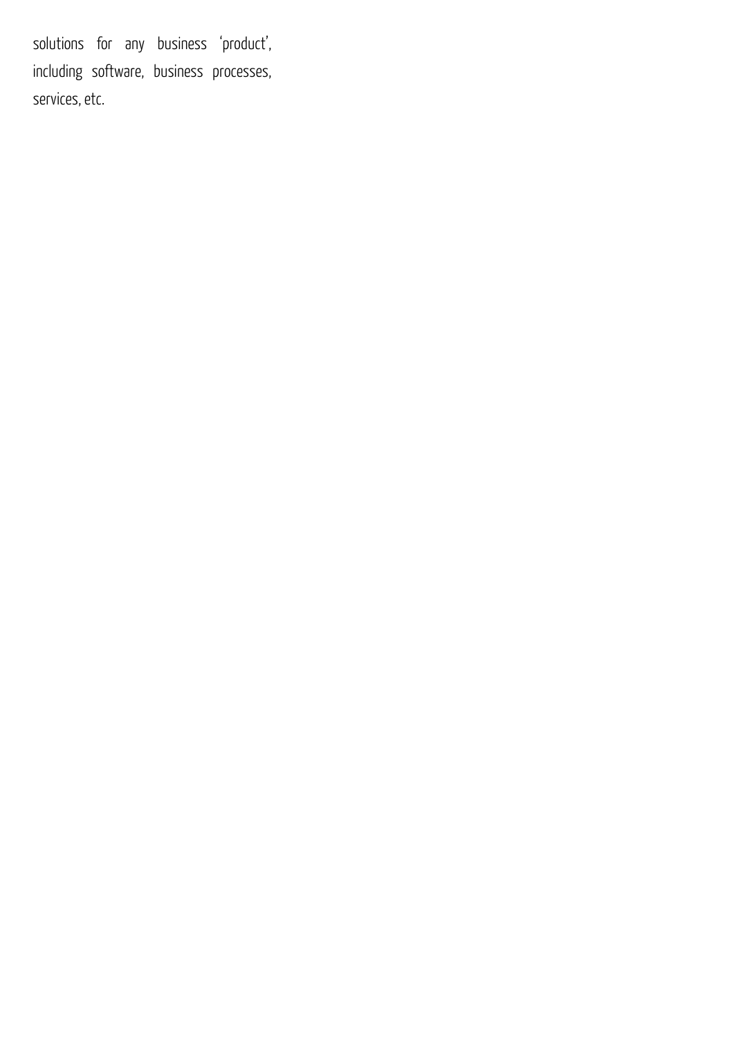solutions for any business ‘product’, including software, business processes, services, etc.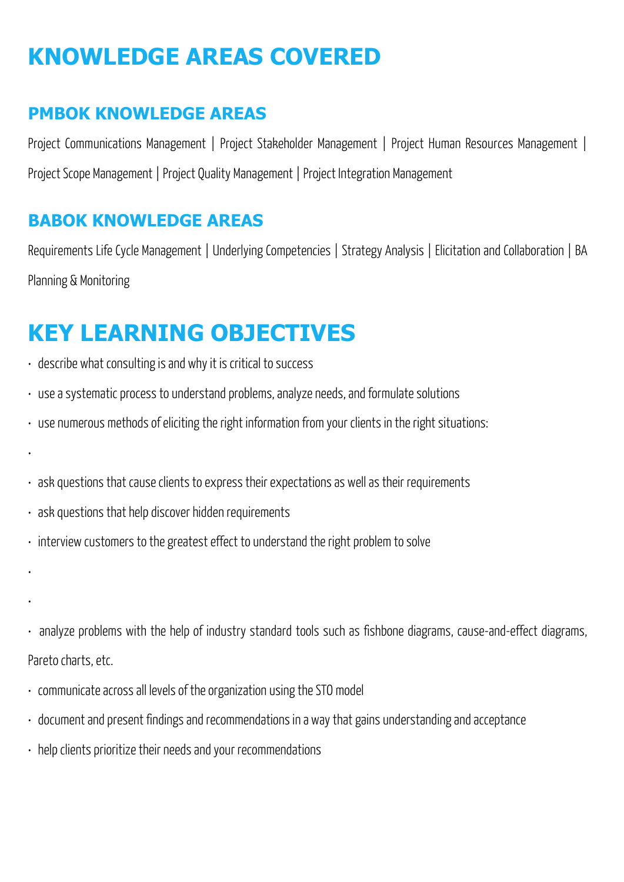# KNOWLEDGE AREAS COVERED

## PMBOK KNOWLEDGE AREAS

Project Communications Management | Project Stakeholder Management | Project Human Resources Management | Project Scope Management | Project Quality Management | Project Integration Management

## BABOK KNOWLEDGE AREAS

Requirements Life Cycle Management | Underlying Competencies | Strategy Analysis | Elicitation and Collaboration | BA Planning & Monitoring

# KEY LEARNING OBJECTIVES

- describe what consulting is and why it is critical to success
- use a systematic process to understand problems, analyze needs, and formulate solutions
- use numerous methods of eliciting the right information from your clients in the right situations:
- 
- ask questions that cause clients to express their expectations as well as their requirements
- ask questions that help discover hidden requirements
- interview customers to the greatest effect to understand the right problem to solve
- 
- 
- analyze problems with the help of industry standard tools such as fishbone diagrams, cause-and-effect diagrams, Pareto charts, etc.
- communicate across all levels of the organization using the STO model
- document and present findings and recommendations in a way that gains understanding and acceptance
- help clients prioritize their needs and your recommendations